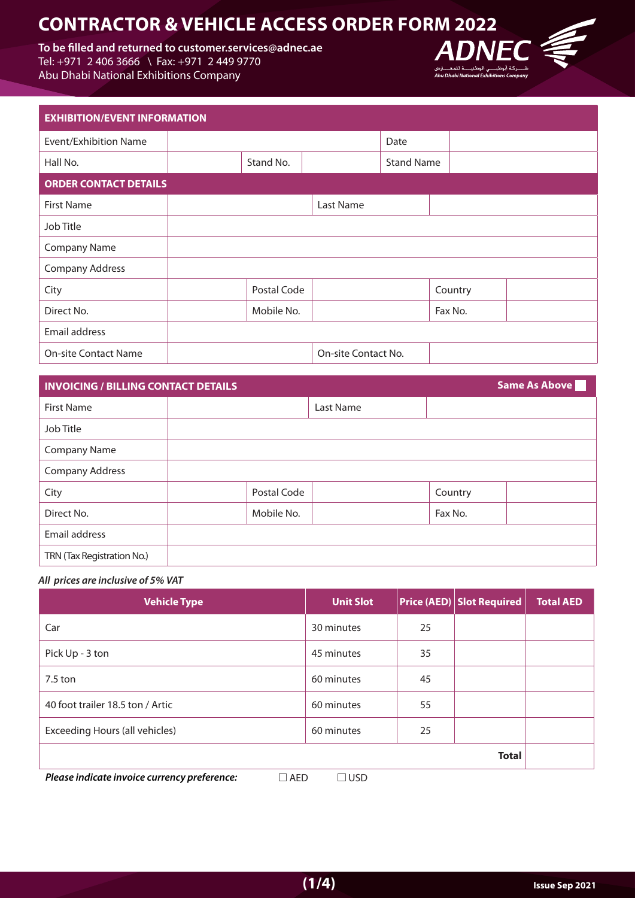# CONTRACTOR & VEHICLE ACCESS ORDER FORM 2022

**To be filled and returned to customer.services@adnec.ae**
Tel: +971 2 406 3666 \ Fax: +971 2 449 9770
Abu Dhabi National Exhibitions Company

| **EXHIBITION/EVENT INFORMATION** | | | | | |
|---|---|---|---|---|---|
| Event/Exhibition Name | | | | Date | |
| Hall No. | | Stand No. | | Stand Name | |

| **ORDER CONTACT DETAILS** | | | | | |
|---|---|---|---|---|---|
| First Name | | | Last Name | | |
| Job Title | | | | | |
| Company Name | | | | | |
| Company Address | | | | | |
| City | | Postal Code | | Country | |
| Direct No. | | Mobile No. | | Fax No. | |
| Email address | | | | | |
| On-site Contact Name | | | On-site Contact No. | | |

| **INVOICING / BILLING CONTACT DETAILS** | | | | **Same As Above** ☐ | |
|---|---|---|---|---|---|
| First Name | | | Last Name | | |
| Job Title | | | | | |
| Company Name | | | | | |
| Company Address | | | | | |
| City | | Postal Code | | Country | |
| Direct No. | | Mobile No. | | Fax No. | |
| Email address | | | | | |
| TRN (Tax Registration No.) | | | | | |

***All prices are inclusive of 5% VAT***

| Vehicle Type | Unit Slot | Price (AED) | Slot Required | Total AED |
|---|---|---|---|---|
| Car | 30 minutes | 25 | | |
| Pick Up - 3 ton | 45 minutes | 35 | | |
| 7.5 ton | 60 minutes | 45 | | |
| 40 foot trailer 18.5 ton / Artic | 60 minutes | 55 | | |
| Exceeding Hours (all vehicles) | 60 minutes | 25 | | |
| | | | **Total** | |

***Please indicate invoice currency preference:*** ☐ AED ☐ USD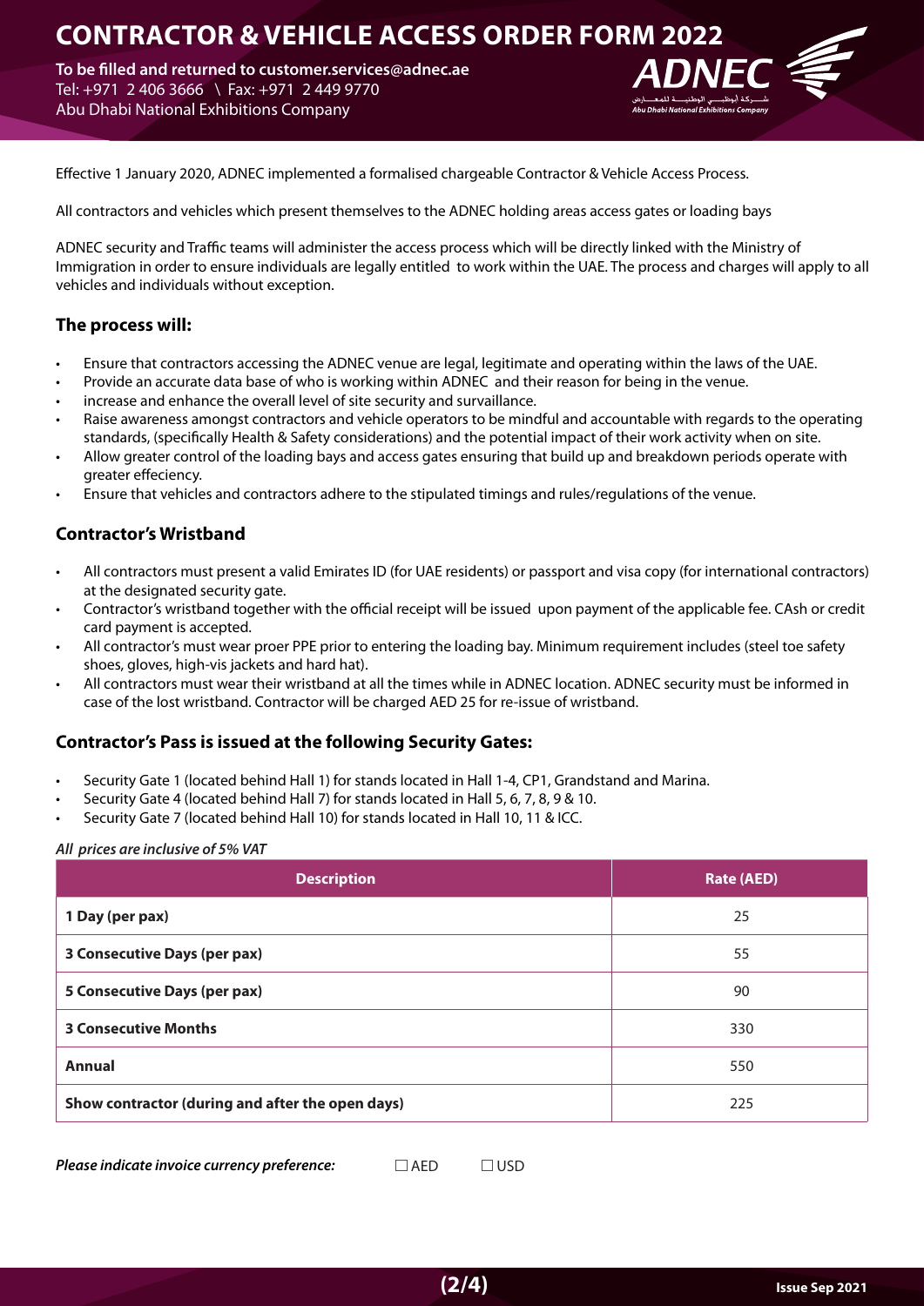# CONTRACTOR & VEHICLE ACCESS ORDER FORM 2022

**To be filled and returned to customer.services@adnec.ae**
Tel: +971 2 406 3666 \ Fax: +971 2 449 9770
Abu Dhabi National Exhibitions Company

Effective 1 January 2020, ADNEC implemented a formalised chargeable Contractor & Vehicle Access Process.

All contractors and vehicles which present themselves to the ADNEC holding areas access gates or loading bays

ADNEC security and Traffic teams will administer the access process which will be directly linked with the Ministry of Immigration in order to ensure individuals are legally entitled to work within the UAE. The process and charges will apply to all vehicles and individuals without exception.

### The process will:

- Ensure that contractors accessing the ADNEC venue are legal, legitimate and operating within the laws of the UAE.
- Provide an accurate data base of who is working within ADNEC and their reason for being in the venue.
- increase and enhance the overall level of site security and survaillance.
- Raise awareness amongst contractors and vehicle operators to be mindful and accountable with regards to the operating standards, (specifically Health & Safety considerations) and the potential impact of their work activity when on site.
- Allow greater control of the loading bays and access gates ensuring that build up and breakdown periods operate with greater effeciency.
- Ensure that vehicles and contractors adhere to the stipulated timings and rules/regulations of the venue.

### Contractor's Wristband

- All contractors must present a valid Emirates ID (for UAE residents) or passport and visa copy (for international contractors) at the designated security gate.
- Contractor's wristband together with the official receipt will be issued upon payment of the applicable fee. CAsh or credit card payment is accepted.
- All contractor's must wear proer PPE prior to entering the loading bay. Minimum requirement includes (steel toe safety shoes, gloves, high-vis jackets and hard hat).
- All contractors must wear their wristband at all the times while in ADNEC location. ADNEC security must be informed in case of the lost wristband. Contractor will be charged AED 25 for re-issue of wristband.

### Contractor's Pass is issued at the following Security Gates:

- Security Gate 1 (located behind Hall 1) for stands located in Hall 1-4, CP1, Grandstand and Marina.
- Security Gate 4 (located behind Hall 7) for stands located in Hall 5, 6, 7, 8, 9 & 10.
- Security Gate 7 (located behind Hall 10) for stands located in Hall 10, 11 & ICC.

***All prices are inclusive of 5% VAT***

| Description | Rate (AED) |
|---|---|
| **1 Day (per pax)** | 25 |
| **3 Consecutive Days (per pax)** | 55 |
| **5 Consecutive Days (per pax)** | 90 |
| **3 Consecutive Months** | 330 |
| **Annual** | 550 |
| **Show contractor (during and after the open days)** | 225 |

***Please indicate invoice currency preference:*** ☐ AED ☐ USD

Issue Sep 2021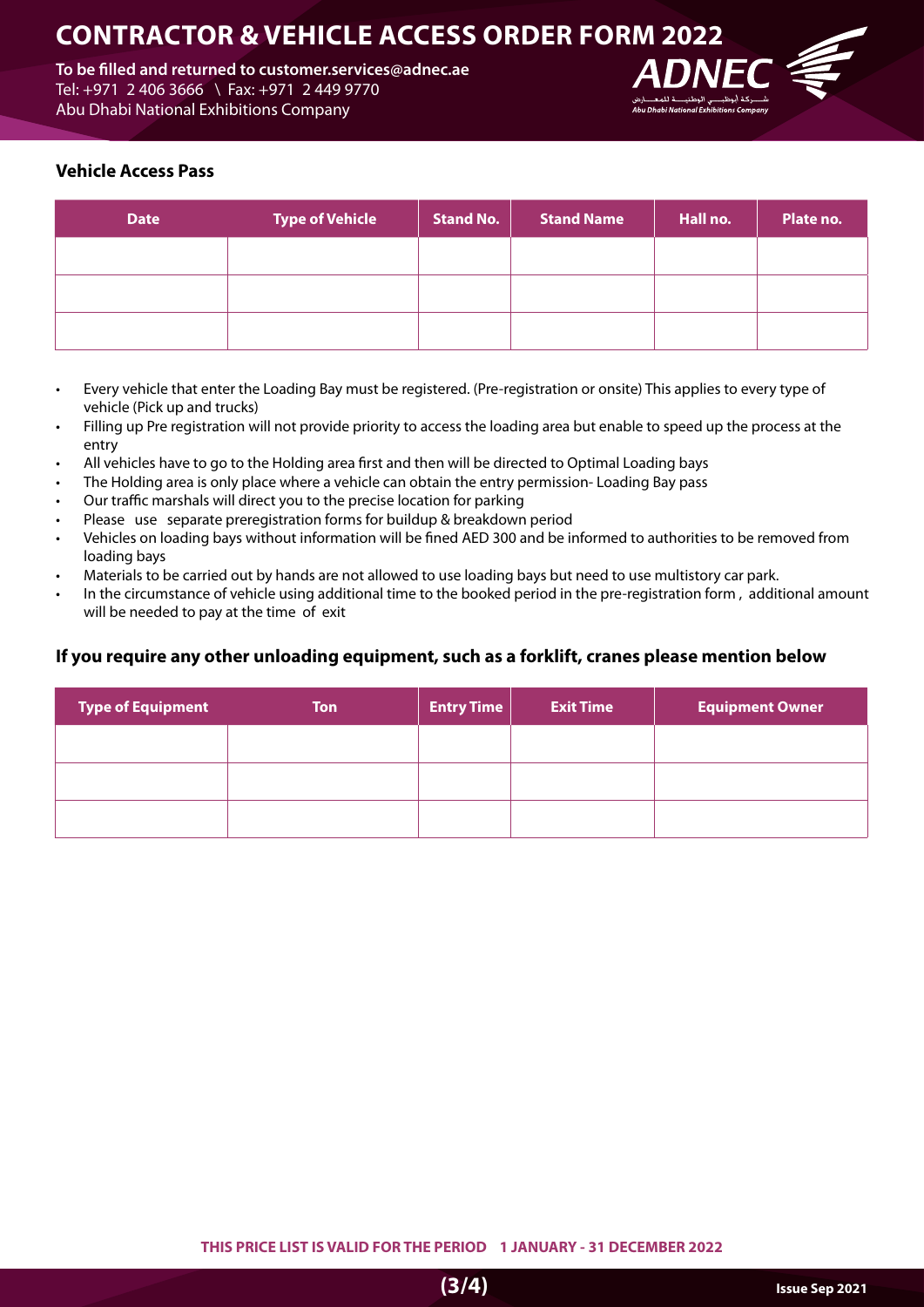# CONTRACTOR & VEHICLE ACCESS ORDER FORM 2022

**To be filled and returned to customer.services@adnec.ae**
Tel: +971 2 406 3666 \ Fax: +971 2 449 9770
Abu Dhabi National Exhibitions Company

### Vehicle Access Pass

| Date | Type of Vehicle | Stand No. | Stand Name | Hall no. | Plate no. |
|---|---|---|---|---|---|
| | | | | | |
| | | | | | |
| | | | | | |

- Every vehicle that enter the Loading Bay must be registered. (Pre-registration or onsite) This applies to every type of vehicle (Pick up and trucks)
- Filling up Pre registration will not provide priority to access the loading area but enable to speed up the process at the entry
- All vehicles have to go to the Holding area first and then will be directed to Optimal Loading bays
- The Holding area is only place where a vehicle can obtain the entry permission- Loading Bay pass
- Our traffic marshals will direct you to the precise location for parking
- Please use separate preregistration forms for buildup & breakdown period
- Vehicles on loading bays without information will be fined AED 300 and be informed to authorities to be removed from loading bays
- Materials to be carried out by hands are not allowed to use loading bays but need to use multistory car park.
- In the circumstance of vehicle using additional time to the booked period in the pre-registration form , additional amount will be needed to pay at the time of exit

### If you require any other unloading equipment, such as a forklift, cranes please mention below

| Type of Equipment | Ton | Entry Time | Exit Time | Equipment Owner |
|---|---|---|---|---|
| | | | | |
| | | | | |
| | | | | |

**THIS PRICE LIST IS VALID FOR THE PERIOD 1 JANUARY - 31 DECEMBER 2022**

**Issue Sep 2021**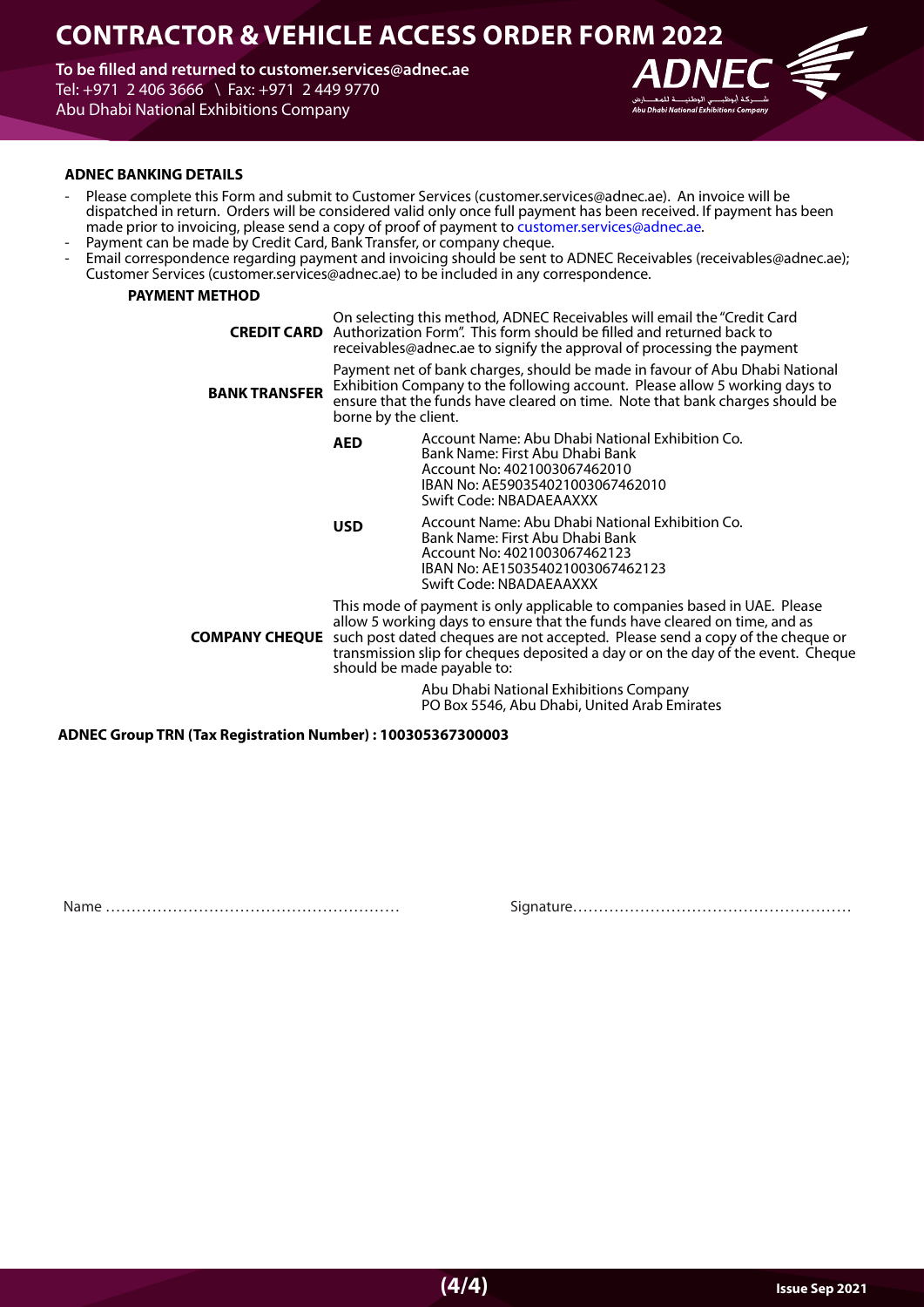# CONTRACTOR & VEHICLE ACCESS ORDER FORM 2022

**To be filled and returned to customer.services@adnec.ae**
Tel: +971 2 406 3666 \ Fax: +971 2 449 9770
Abu Dhabi National Exhibitions Company

### ADNEC BANKING DETAILS

- Please complete this Form and submit to Customer Services (customer.services@adnec.ae). An invoice will be dispatched in return. Orders will be considered valid only once full payment has been received. If payment has been made prior to invoicing, please send a copy of proof of payment to customer.services@adnec.ae.
- Payment can be made by Credit Card, Bank Transfer, or company cheque.
- Email correspondence regarding payment and invoicing should be sent to ADNEC Receivables (receivables@adnec.ae); Customer Services (customer.services@adnec.ae) to be included in any correspondence.

**PAYMENT METHOD**

**CREDIT CARD** On selecting this method, ADNEC Receivables will email the "Credit Card Authorization Form". This form should be filled and returned back to receivables@adnec.ae to signify the approval of processing the payment

**BANK TRANSFER** Payment net of bank charges, should be made in favour of Abu Dhabi National Exhibition Company to the following account. Please allow 5 working days to ensure that the funds have cleared on time. Note that bank charges should be borne by the client.

**AED**
Account Name: Abu Dhabi National Exhibition Co.
Bank Name: First Abu Dhabi Bank
Account No: 4021003067462010
IBAN No: AE590354021003067462010
Swift Code: NBADAEAAXXX

**USD**
Account Name: Abu Dhabi National Exhibition Co.
Bank Name: First Abu Dhabi Bank
Account No: 4021003067462123
IBAN No: AE150354021003067462123
Swift Code: NBADAEAAXXX

**COMPANY CHEQUE** This mode of payment is only applicable to companies based in UAE. Please allow 5 working days to ensure that the funds have cleared on time, and as such post dated cheques are not accepted. Please send a copy of the cheque or transmission slip for cheques deposited a day or on the day of the event. Cheque should be made payable to:

Abu Dhabi National Exhibitions Company
PO Box 5546, Abu Dhabi, United Arab Emirates

**ADNEC Group TRN (Tax Registration Number) : 100305367300003**

Name ……………………………………………… Signature………………………………………………

Issue Sep 2021